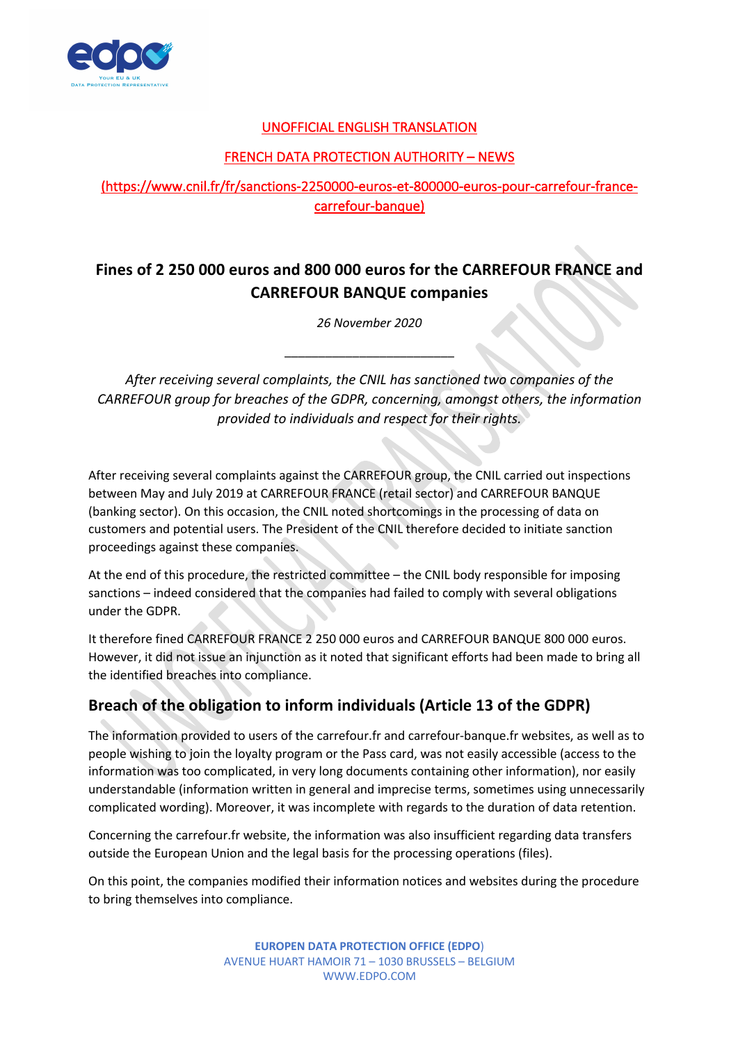UNOFFICIAL ENGLISH TRANSLATION

FRENCH DATA PROTECTION AUTHORITY – NEWS

(https://www.cnil.fr/fr/sanctions-2250000-euros-et-800000-euros-pour-carrefour-france-carrefour-banque)

# Fines of 2 250 000 euros and 800 000 euros for the CARREFOUR FRANCE and CARREFOUR BANQUE companies

*26 November 2020*

---

*After receiving several complaints, the CNIL has sanctioned two companies of the CARREFOUR group for breaches of the GDPR, concerning, amongst others, the information provided to individuals and respect for their rights.*

After receiving several complaints against the CARREFOUR group, the CNIL carried out inspections between May and July 2019 at CARREFOUR FRANCE (retail sector) and CARREFOUR BANQUE (banking sector). On this occasion, the CNIL noted shortcomings in the processing of data on customers and potential users. The President of the CNIL therefore decided to initiate sanction proceedings against these companies.

At the end of this procedure, the restricted committee – the CNIL body responsible for imposing sanctions – indeed considered that the companies had failed to comply with several obligations under the GDPR.

It therefore fined CARREFOUR FRANCE 2 250 000 euros and CARREFOUR BANQUE 800 000 euros. However, it did not issue an injunction as it noted that significant efforts had been made to bring all the identified breaches into compliance.

## Breach of the obligation to inform individuals (Article 13 of the GDPR)

The information provided to users of the carrefour.fr and carrefour-banque.fr websites, as well as to people wishing to join the loyalty program or the Pass card, was not easily accessible (access to the information was too complicated, in very long documents containing other information), nor easily understandable (information written in general and imprecise terms, sometimes using unnecessarily complicated wording). Moreover, it was incomplete with regards to the duration of data retention.

Concerning the carrefour.fr website, the information was also insufficient regarding data transfers outside the European Union and the legal basis for the processing operations (files).

On this point, the companies modified their information notices and websites during the procedure to bring themselves into compliance.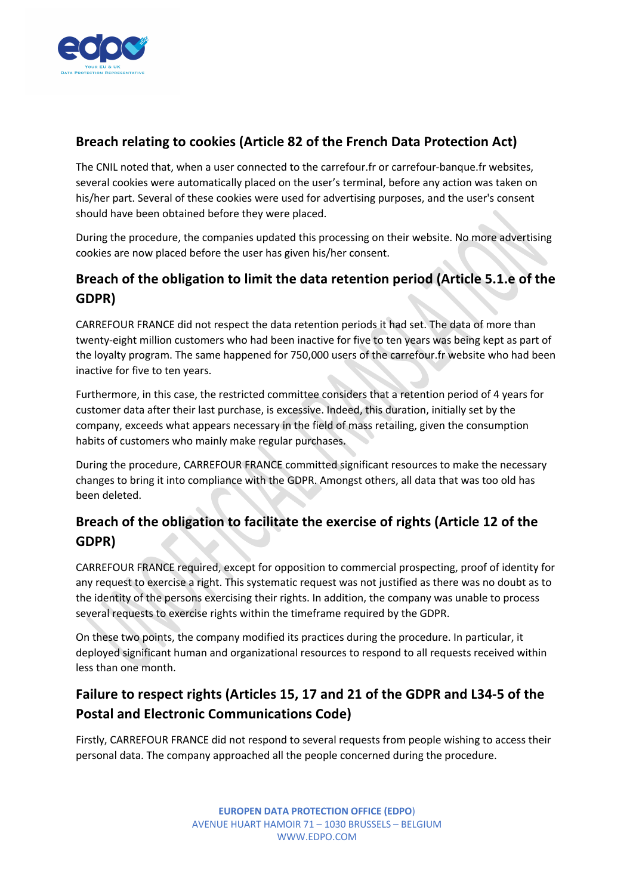## Breach relating to cookies (Article 82 of the French Data Protection Act)

The CNIL noted that, when a user connected to the carrefour.fr or carrefour-banque.fr websites, several cookies were automatically placed on the user's terminal, before any action was taken on his/her part. Several of these cookies were used for advertising purposes, and the user's consent should have been obtained before they were placed.

During the procedure, the companies updated this processing on their website. No more advertising cookies are now placed before the user has given his/her consent.

## Breach of the obligation to limit the data retention period (Article 5.1.e of the GDPR)

CARREFOUR FRANCE did not respect the data retention periods it had set. The data of more than twenty-eight million customers who had been inactive for five to ten years was being kept as part of the loyalty program. The same happened for 750,000 users of the carrefour.fr website who had been inactive for five to ten years.

Furthermore, in this case, the restricted committee considers that a retention period of 4 years for customer data after their last purchase, is excessive. Indeed, this duration, initially set by the company, exceeds what appears necessary in the field of mass retailing, given the consumption habits of customers who mainly make regular purchases.

During the procedure, CARREFOUR FRANCE committed significant resources to make the necessary changes to bring it into compliance with the GDPR. Amongst others, all data that was too old has been deleted.

## Breach of the obligation to facilitate the exercise of rights (Article 12 of the GDPR)

CARREFOUR FRANCE required, except for opposition to commercial prospecting, proof of identity for any request to exercise a right. This systematic request was not justified as there was no doubt as to the identity of the persons exercising their rights. In addition, the company was unable to process several requests to exercise rights within the timeframe required by the GDPR.

On these two points, the company modified its practices during the procedure. In particular, it deployed significant human and organizational resources to respond to all requests received within less than one month.

## Failure to respect rights (Articles 15, 17 and 21 of the GDPR and L34-5 of the Postal and Electronic Communications Code)

Firstly, CARREFOUR FRANCE did not respond to several requests from people wishing to access their personal data. The company approached all the people concerned during the procedure.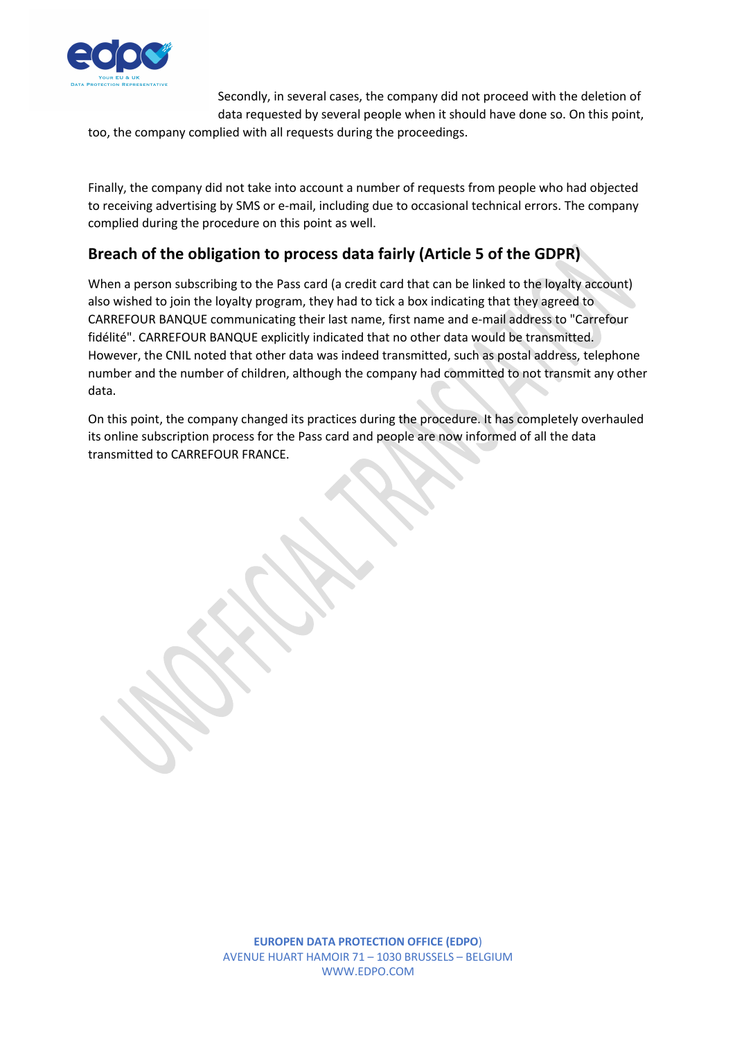Secondly, in several cases, the company did not proceed with the deletion of data requested by several people when it should have done so. On this point, too, the company complied with all requests during the proceedings.

Finally, the company did not take into account a number of requests from people who had objected to receiving advertising by SMS or e-mail, including due to occasional technical errors. The company complied during the procedure on this point as well.

## Breach of the obligation to process data fairly (Article 5 of the GDPR)

When a person subscribing to the Pass card (a credit card that can be linked to the loyalty account) also wished to join the loyalty program, they had to tick a box indicating that they agreed to CARREFOUR BANQUE communicating their last name, first name and e-mail address to "Carrefour fidélité". CARREFOUR BANQUE explicitly indicated that no other data would be transmitted. However, the CNIL noted that other data was indeed transmitted, such as postal address, telephone number and the number of children, although the company had committed to not transmit any other data.

On this point, the company changed its practices during the procedure. It has completely overhauled its online subscription process for the Pass card and people are now informed of all the data transmitted to CARREFOUR FRANCE.